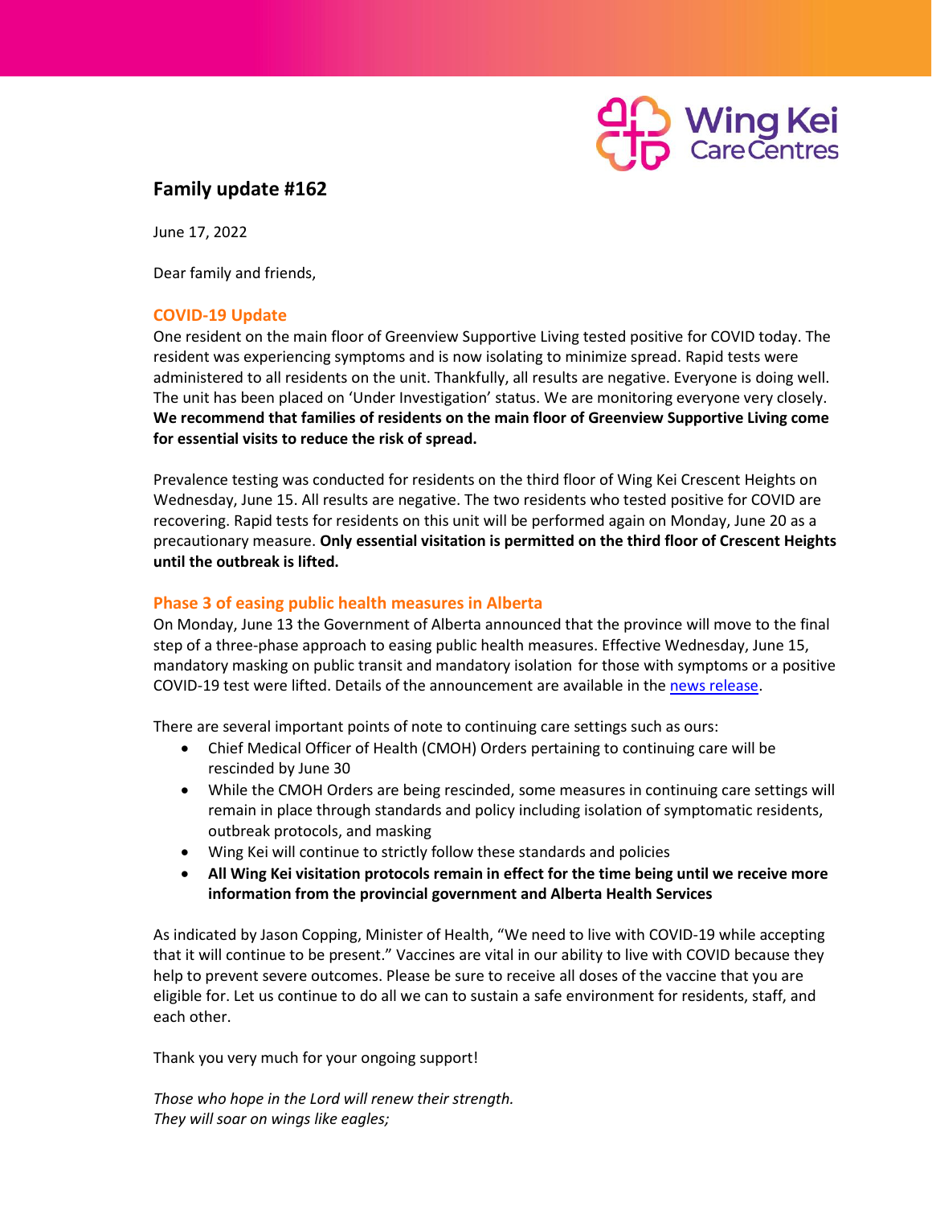Wing Kei Care Centres

# Family update #162

June 17, 2022

Dear family and friends,

## COVID-19 Update

One resident on the main floor of Greenview Supportive Living tested positive for COVID today. The resident was experiencing symptoms and is now isolating to minimize spread. Rapid tests were administered to all residents on the unit. Thankfully, all results are negative. Everyone is doing well. The unit has been placed on 'Under Investigation' status. We are monitoring everyone very closely. **We recommend that families of residents on the main floor of Greenview Supportive Living come for essential visits to reduce the risk of spread.**

Prevalence testing was conducted for residents on the third floor of Wing Kei Crescent Heights on Wednesday, June 15. All results are negative. The two residents who tested positive for COVID are recovering. Rapid tests for residents on this unit will be performed again on Monday, June 20 as a precautionary measure. **Only essential visitation is permitted on the third floor of Crescent Heights until the outbreak is lifted.**

## Phase 3 of easing public health measures in Alberta

On Monday, June 13 the Government of Alberta announced that the province will move to the final step of a three-phase approach to easing public health measures. Effective Wednesday, June 15, mandatory masking on public transit and mandatory isolation for those with symptoms or a positive COVID-19 test were lifted. Details of the announcement are available in the news release.

There are several important points of note to continuing care settings such as ours:

- Chief Medical Officer of Health (CMOH) Orders pertaining to continuing care will be rescinded by June 30
- While the CMOH Orders are being rescinded, some measures in continuing care settings will remain in place through standards and policy including isolation of symptomatic residents, outbreak protocols, and masking
- Wing Kei will continue to strictly follow these standards and policies
- **All Wing Kei visitation protocols remain in effect for the time being until we receive more information from the provincial government and Alberta Health Services**

As indicated by Jason Copping, Minister of Health, "We need to live with COVID-19 while accepting that it will continue to be present." Vaccines are vital in our ability to live with COVID because they help to prevent severe outcomes. Please be sure to receive all doses of the vaccine that you are eligible for. Let us continue to do all we can to sustain a safe environment for residents, staff, and each other.

Thank you very much for your ongoing support!

*Those who hope in the Lord will renew their strength.*
*They will soar on wings like eagles;*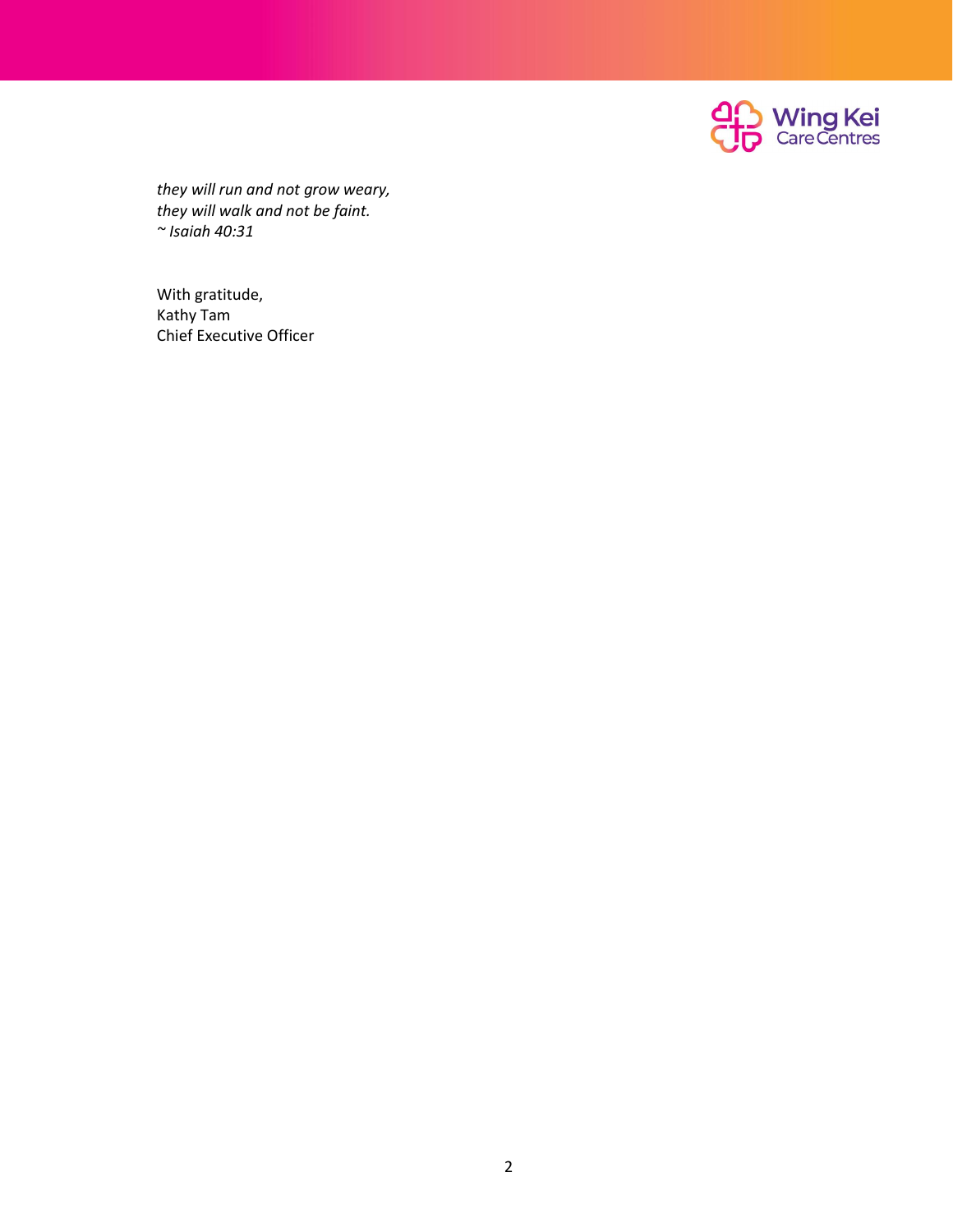*they will run and not grow weary,*
*they will walk and not be faint.*
*~ Isaiah 40:31*

With gratitude,
Kathy Tam
Chief Executive Officer